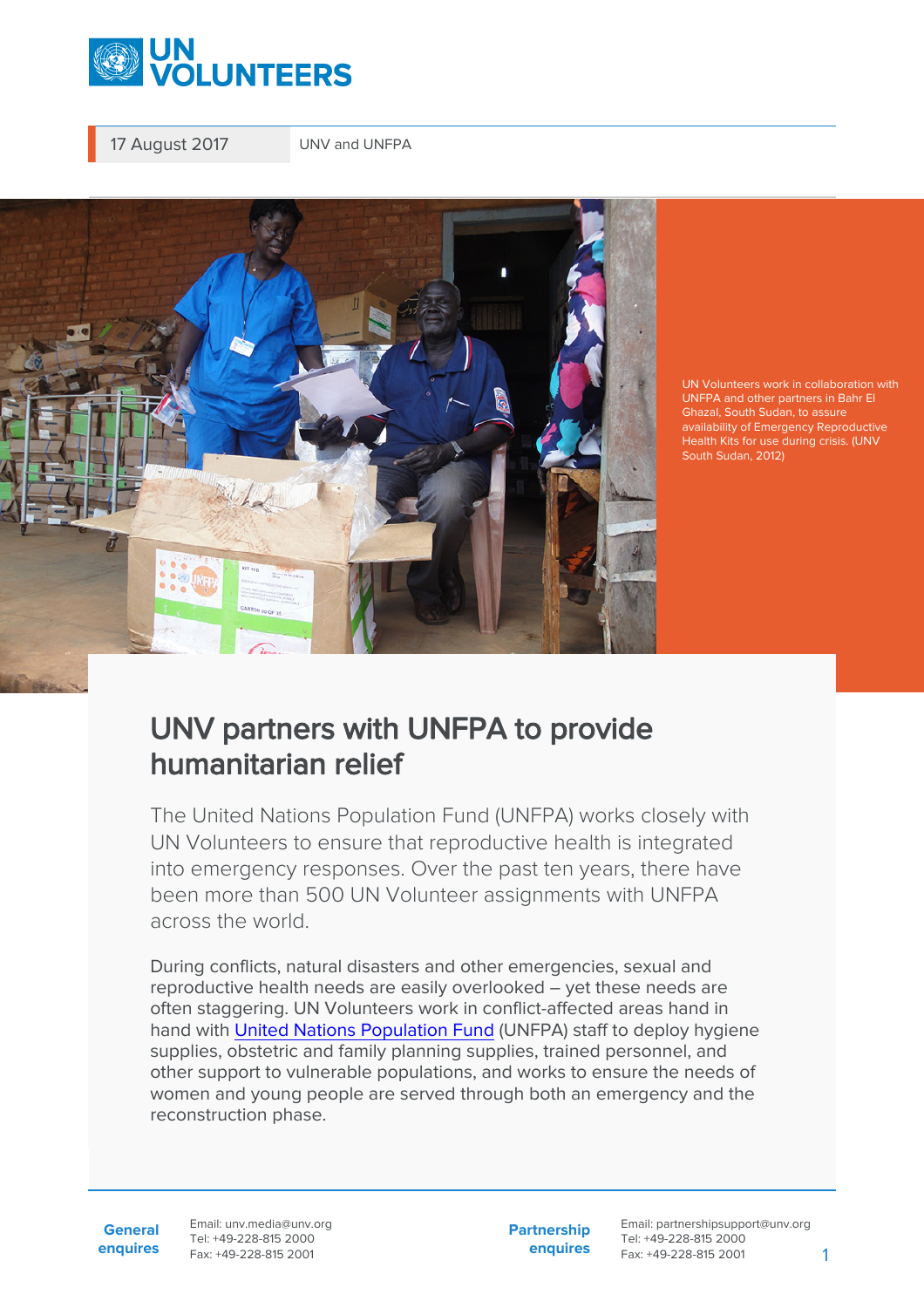17 August 2017

UNV and UNFPA

UN Volunteers work in collaboration with UNFPA and other partners in Bahr El Ghazal, South Sudan, to assure availability of Emergency Reproductive Health Kits for use during crisis. (UNV South Sudan, 2012)

# UNV partners with UNFPA to provide humanitarian relief

The United Nations Population Fund (UNFPA) works closely with UN Volunteers to ensure that reproductive health is integrated into emergency responses. Over the past ten years, there have been more than 500 UN Volunteer assignments with UNFPA across the world.

During conflicts, natural disasters and other emergencies, sexual and reproductive health needs are easily overlooked – yet these needs are often staggering. UN Volunteers work in conflict-affected areas hand in hand with United Nations Population Fund (UNFPA) staff to deploy hygiene supplies, obstetric and family planning supplies, trained personnel, and other support to vulnerable populations, and works to ensure the needs of women and young people are served through both an emergency and the reconstruction phase.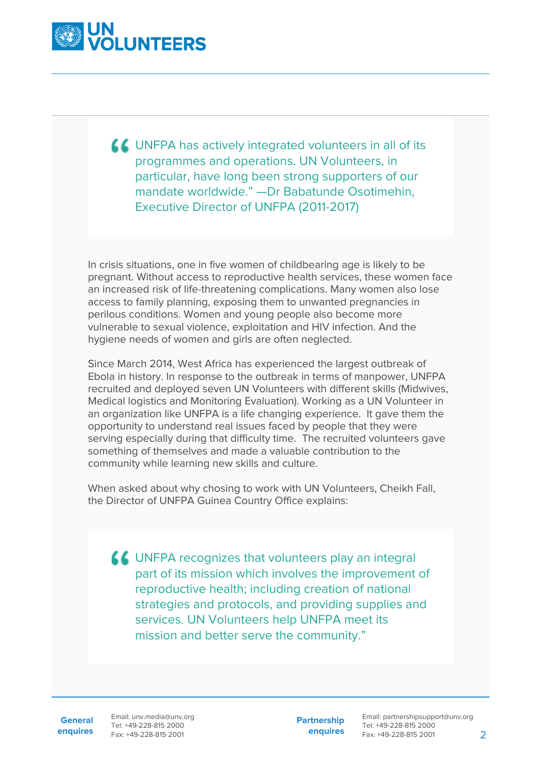> "UNFPA has actively integrated volunteers in all of its programmes and operations. UN Volunteers, in particular, have long been strong supporters of our mandate worldwide." —Dr Babatunde Osotimehin, Executive Director of UNFPA (2011-2017)

In crisis situations, one in five women of childbearing age is likely to be pregnant. Without access to reproductive health services, these women face an increased risk of life-threatening complications. Many women also lose access to family planning, exposing them to unwanted pregnancies in perilous conditions. Women and young people also become more vulnerable to sexual violence, exploitation and HIV infection. And the hygiene needs of women and girls are often neglected.

Since March 2014, West Africa has experienced the largest outbreak of Ebola in history. In response to the outbreak in terms of manpower, UNFPA recruited and deployed seven UN Volunteers with different skills (Midwives, Medical logistics and Monitoring Evaluation). Working as a UN Volunteer in an organization like UNFPA is a life changing experience. It gave them the opportunity to understand real issues faced by people that they were serving especially during that difficulty time. The recruited volunteers gave something of themselves and made a valuable contribution to the community while learning new skills and culture.

When asked about why chosing to work with UN Volunteers, Cheikh Fall, the Director of UNFPA Guinea Country Office explains:

> "UNFPA recognizes that volunteers play an integral part of its mission which involves the improvement of reproductive health; including creation of national strategies and protocols, and providing supplies and services. UN Volunteers help UNFPA meet its mission and better serve the community."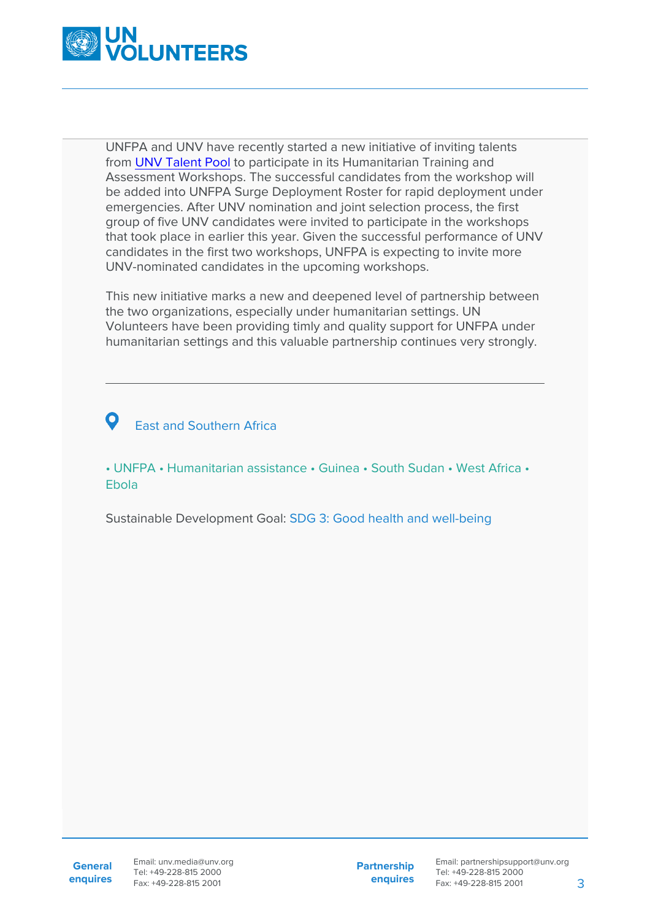UNFPA and UNV have recently started a new initiative of inviting talents from UNV Talent Pool to participate in its Humanitarian Training and Assessment Workshops. The successful candidates from the workshop will be added into UNFPA Surge Deployment Roster for rapid deployment under emergencies. After UNV nomination and joint selection process, the first group of five UNV candidates were invited to participate in the workshops that took place in earlier this year. Given the successful performance of UNV candidates in the first two workshops, UNFPA is expecting to invite more UNV-nominated candidates in the upcoming workshops.

This new initiative marks a new and deepened level of partnership between the two organizations, especially under humanitarian settings. UN Volunteers have been providing timly and quality support for UNFPA under humanitarian settings and this valuable partnership continues very strongly.

---

East and Southern Africa

• UNFPA • Humanitarian assistance • Guinea • South Sudan • West Africa • Ebola

Sustainable Development Goal: SDG 3: Good health and well-being

**General enquires** Email: unv.media@unv.org Tel: +49-228-815 2000 Fax: +49-228-815 2001

**Partnership enquires** Email: partnershipsupport@unv.org Tel: +49-228-815 2000 Fax: +49-228-815 2001